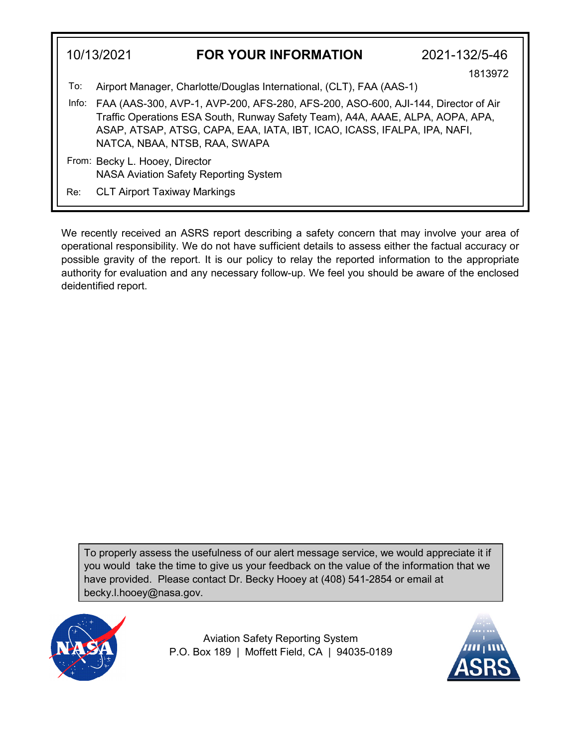10/13/2021 **FOR YOUR INFORMATION** 2021-132/5-46

1813972

To: Airport Manager, Charlotte/Douglas International, (CLT), FAA (AAS-1)

Info: FAA (AAS-300, AVP-1, AVP-200, AFS-280, AFS-200, ASO-600, AJI-144, Director of Air Traffic Operations ESA South, Runway Safety Team), A4A, AAAE, ALPA, AOPA, APA, ASAP, ATSAP, ATSG, CAPA, EAA, IATA, IBT, ICAO, ICASS, IFALPA, IPA, NAFI, NATCA, NBAA, NTSB, RAA, SWAPA

From: Becky L. Hooey, Director
NASA Aviation Safety Reporting System

Re: CLT Airport Taxiway Markings

We recently received an ASRS report describing a safety concern that may involve your area of operational responsibility. We do not have sufficient details to assess either the factual accuracy or possible gravity of the report. It is our policy to relay the reported information to the appropriate authority for evaluation and any necessary follow-up. We feel you should be aware of the enclosed deidentified report.

To properly assess the usefulness of our alert message service, we would appreciate it if you would take the time to give us your feedback on the value of the information that we have provided. Please contact Dr. Becky Hooey at (408) 541-2854 or email at becky.l.hooey@nasa.gov.

Aviation Safety Reporting System
P.O. Box 189 | Moffett Field, CA | 94035-0189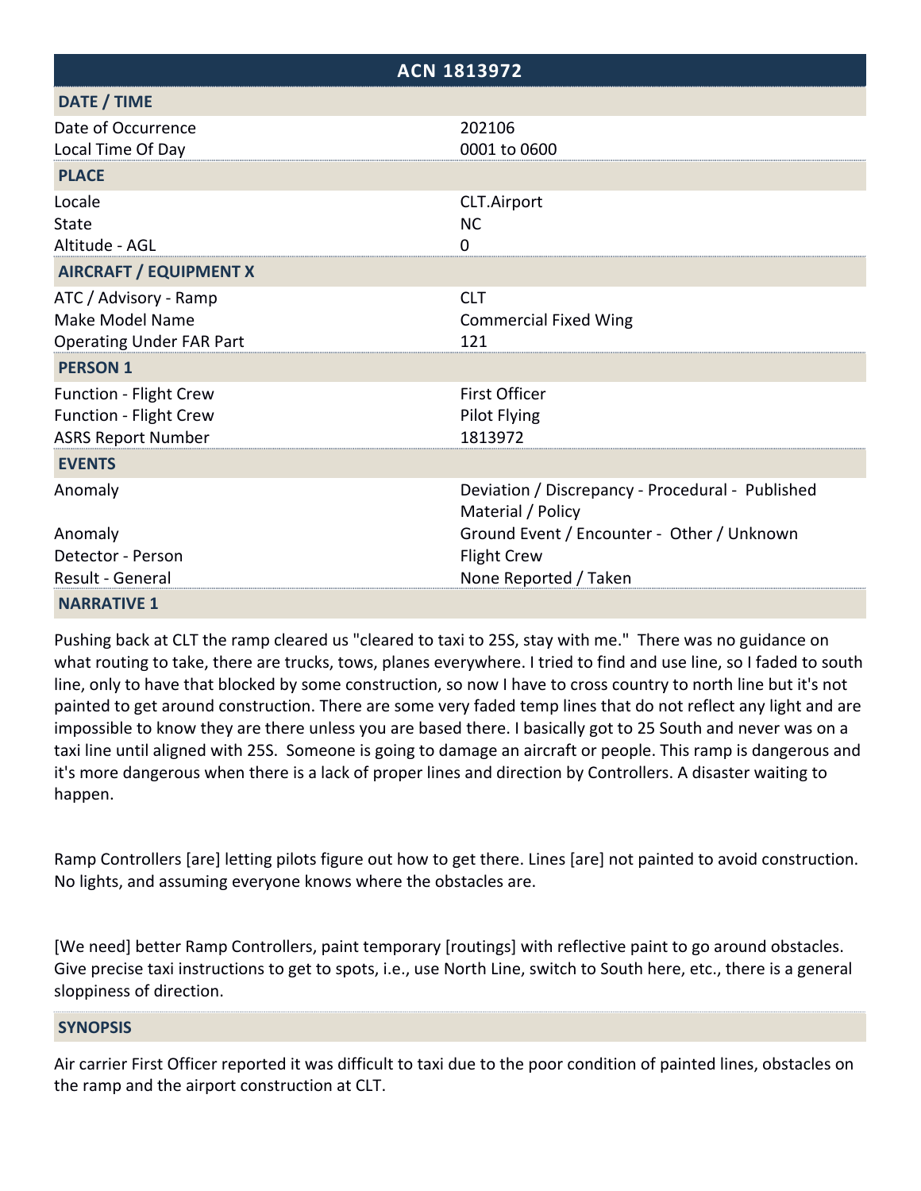# ACN 1813972

## DATE / TIME

| | |
|---|---|
| Date of Occurrence | 202106 |
| Local Time Of Day | 0001 to 0600 |

## PLACE

| | |
|---|---|
| Locale | CLT.Airport |
| State | NC |
| Altitude - AGL | 0 |

## AIRCRAFT / EQUIPMENT X

| | |
|---|---|
| ATC / Advisory - Ramp | CLT |
| Make Model Name | Commercial Fixed Wing |
| Operating Under FAR Part | 121 |

## PERSON 1

| | |
|---|---|
| Function - Flight Crew | First Officer |
| Function - Flight Crew | Pilot Flying |
| ASRS Report Number | 1813972 |

## EVENTS

| | |
|---|---|
| Anomaly | Deviation / Discrepancy - Procedural - Published Material / Policy |
| Anomaly | Ground Event / Encounter - Other / Unknown |
| Detector - Person | Flight Crew |
| Result - General | None Reported / Taken |

## NARRATIVE 1

Pushing back at CLT the ramp cleared us "cleared to taxi to 25S, stay with me." There was no guidance on what routing to take, there are trucks, tows, planes everywhere. I tried to find and use line, so I faded to south line, only to have that blocked by some construction, so now I have to cross country to north line but it's not painted to get around construction. There are some very faded temp lines that do not reflect any light and are impossible to know they are there unless you are based there. I basically got to 25 South and never was on a taxi line until aligned with 25S. Someone is going to damage an aircraft or people. This ramp is dangerous and it's more dangerous when there is a lack of proper lines and direction by Controllers. A disaster waiting to happen.

Ramp Controllers [are] letting pilots figure out how to get there. Lines [are] not painted to avoid construction. No lights, and assuming everyone knows where the obstacles are.

[We need] better Ramp Controllers, paint temporary [routings] with reflective paint to go around obstacles. Give precise taxi instructions to get to spots, i.e., use North Line, switch to South here, etc., there is a general sloppiness of direction.

## SYNOPSIS

Air carrier First Officer reported it was difficult to taxi due to the poor condition of painted lines, obstacles on the ramp and the airport construction at CLT.